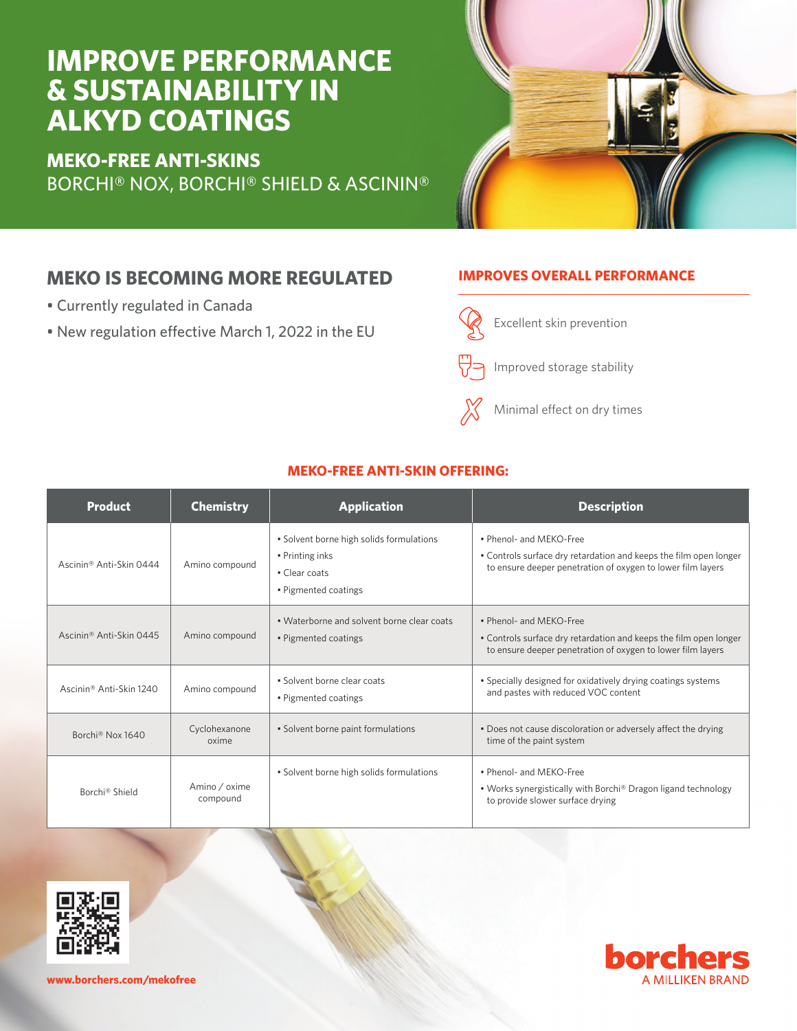# IMPROVE PERFORMANCE & SUSTAINABILITY IN ALKYD COATINGS

## MEKO-FREE ANTI-SKINS

BORCHI® NOX, BORCHI® SHIELD & ASCININ®

## MEKO IS BECOMING MORE REGULATED

- Currently regulated in Canada
- New regulation effective March 1, 2022 in the EU

### IMPROVES OVERALL PERFORMANCE

- Excellent skin prevention
- Improved storage stability
- Minimal effect on dry times

### MEKO-FREE ANTI-SKIN OFFERING:

| Product | Chemistry | Application | Description |
|---|---|---|---|
| Ascinin® Anti-Skin 0444 | Amino compound | • Solvent borne high solids formulations<br>• Printing inks<br>• Clear coats<br>• Pigmented coatings | • Phenol- and MEKO-Free<br>• Controls surface dry retardation and keeps the film open longer to ensure deeper penetration of oxygen to lower film layers |
| Ascinin® Anti-Skin 0445 | Amino compound | • Waterborne and solvent borne clear coats<br>• Pigmented coatings | • Phenol- and MEKO-Free<br>• Controls surface dry retardation and keeps the film open longer to ensure deeper penetration of oxygen to lower film layers |
| Ascinin® Anti-Skin 1240 | Amino compound | • Solvent borne clear coats<br>• Pigmented coatings | • Specially designed for oxidatively drying coatings systems and pastes with reduced VOC content |
| Borchi® Nox 1640 | Cyclohexanone oxime | • Solvent borne paint formulations | • Does not cause discoloration or adversely affect the drying time of the paint system |
| Borchi® Shield | Amino / oxime compound | • Solvent borne high solids formulations | • Phenol- and MEKO-Free<br>• Works synergistically with Borchi® Dragon ligand technology to provide slower surface drying |

www.borchers.com/mekofree

borchers
A MILLIKEN BRAND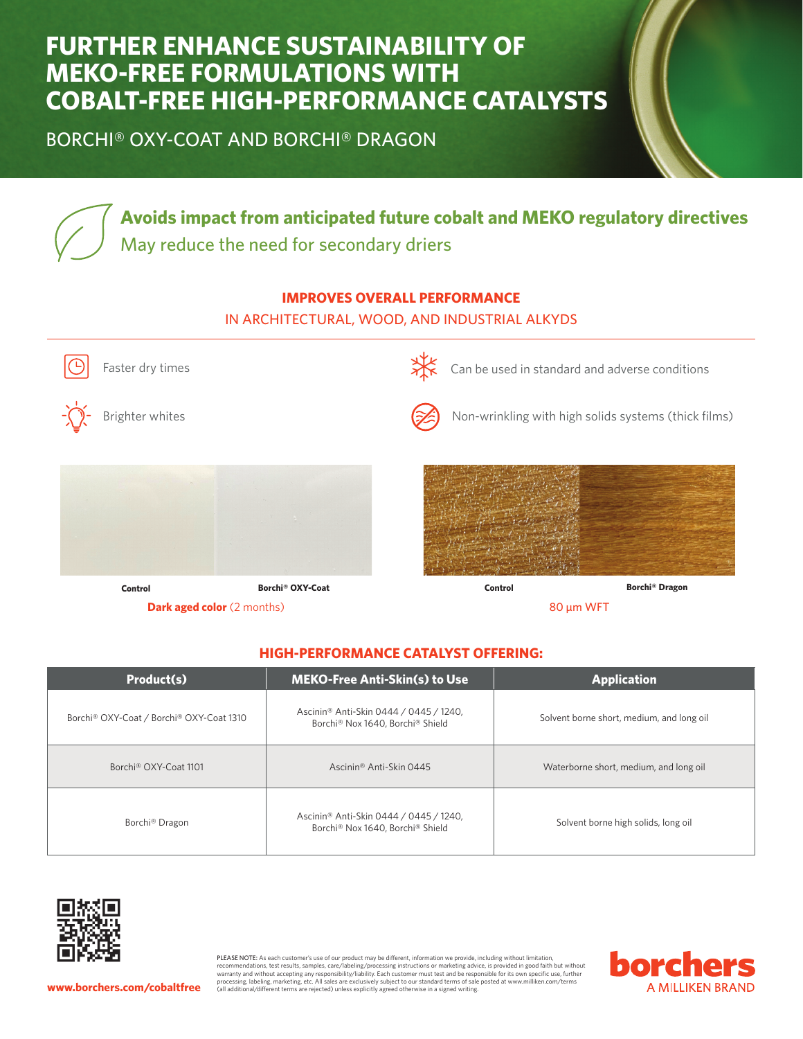# FURTHER ENHANCE SUSTAINABILITY OF MEKO-FREE FORMULATIONS WITH COBALT-FREE HIGH-PERFORMANCE CATALYSTS

BORCHI® OXY-COAT AND BORCHI® DRAGON

**Avoids impact from anticipated future cobalt and MEKO regulatory directives**

May reduce the need for secondary driers

## IMPROVES OVERALL PERFORMANCE

IN ARCHITECTURAL, WOOD, AND INDUSTRIAL ALKYDS

- Faster dry times
- Can be used in standard and adverse conditions
- Brighter whites
- Non-wrinkling with high solids systems (thick films)

Control | Borchi® OXY-Coat

**Dark aged color** (2 months)

Control | Borchi® Dragon

80 µm WFT

## HIGH-PERFORMANCE CATALYST OFFERING:

| Product(s) | MEKO-Free Anti-Skin(s) to Use | Application |
|---|---|---|
| Borchi® OXY-Coat / Borchi® OXY-Coat 1310 | Ascinin® Anti-Skin 0444 / 0445 / 1240, Borchi® Nox 1640, Borchi® Shield | Solvent borne short, medium, and long oil |
| Borchi® OXY-Coat 1101 | Ascinin® Anti-Skin 0445 | Waterborne short, medium, and long oil |
| Borchi® Dragon | Ascinin® Anti-Skin 0444 / 0445 / 1240, Borchi® Nox 1640, Borchi® Shield | Solvent borne high solids, long oil |

**www.borchers.com/cobaltfree**

PLEASE NOTE: As each customer's use of our product may be different, information we provide, including without limitation, recommendations, test results, samples, care/labeling/processing instructions or marketing advice, is provided in good faith but without warranty and without accepting any responsibility/liability. Each customer must test and be responsible for its own specific use, further processing, labeling, marketing, etc. All sales are exclusively subject to our standard terms of sale posted at www.milliken.com/terms (all additional/different terms are rejected) unless explicitly agreed otherwise in a signed writing.

borchers
A MILLIKEN BRAND